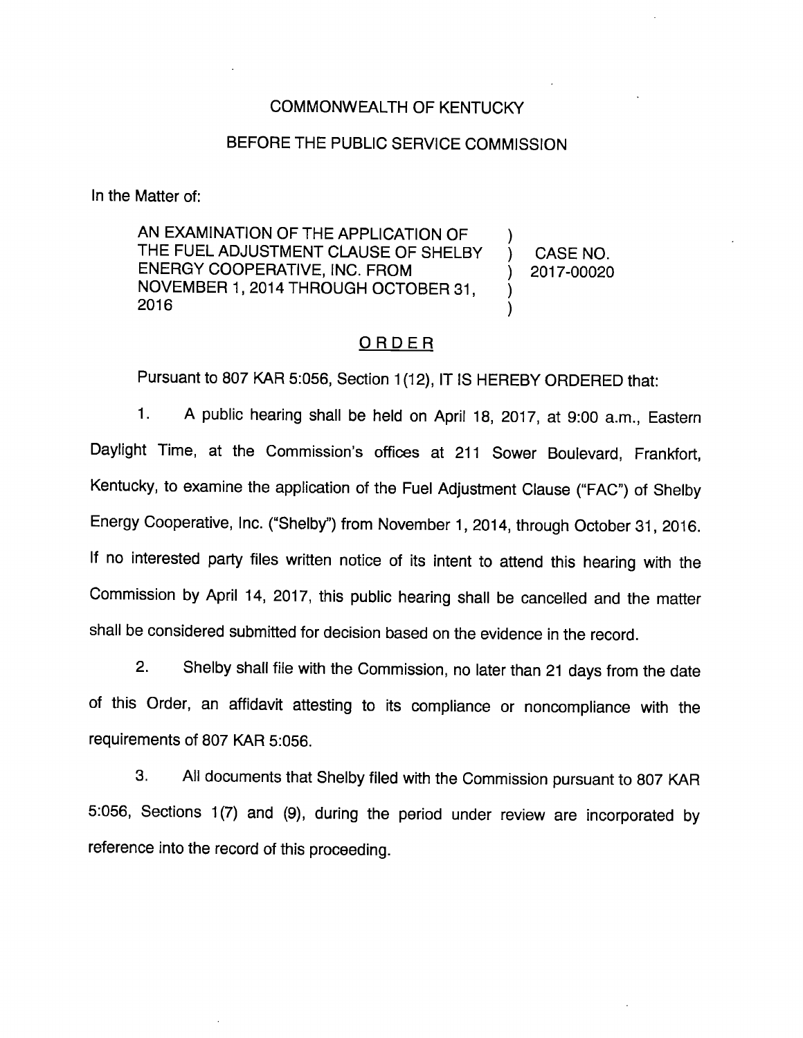COMMONWEALTH OF KENTUCKY

BEFORE THE PUBLIC SERVICE COMMISSION

In the Matter of:

| | | |
|---|---|---|
| AN EXAMINATION OF THE APPLICATION OF THE FUEL ADJUSTMENT CLAUSE OF SHELBY ENERGY COOPERATIVE, INC. FROM NOVEMBER 1, 2014 THROUGH OCTOBER 31, 2016 | ) ) ) ) ) | CASE NO. 2017-00020 |

## ORDER

Pursuant to 807 KAR 5:056, Section 1(12), IT IS HEREBY ORDERED that:

1. A public hearing shall be held on April 18, 2017, at 9:00 a.m., Eastern Daylight Time, at the Commission's offices at 211 Sower Boulevard, Frankfort, Kentucky, to examine the application of the Fuel Adjustment Clause ("FAC") of Shelby Energy Cooperative, Inc. ("Shelby") from November 1, 2014, through October 31, 2016. If no interested party files written notice of its intent to attend this hearing with the Commission by April 14, 2017, this public hearing shall be cancelled and the matter shall be considered submitted for decision based on the evidence in the record.

2. Shelby shall file with the Commission, no later than 21 days from the date of this Order, an affidavit attesting to its compliance or noncompliance with the requirements of 807 KAR 5:056.

3. All documents that Shelby filed with the Commission pursuant to 807 KAR 5:056, Sections 1(7) and (9), during the period under review are incorporated by reference into the record of this proceeding.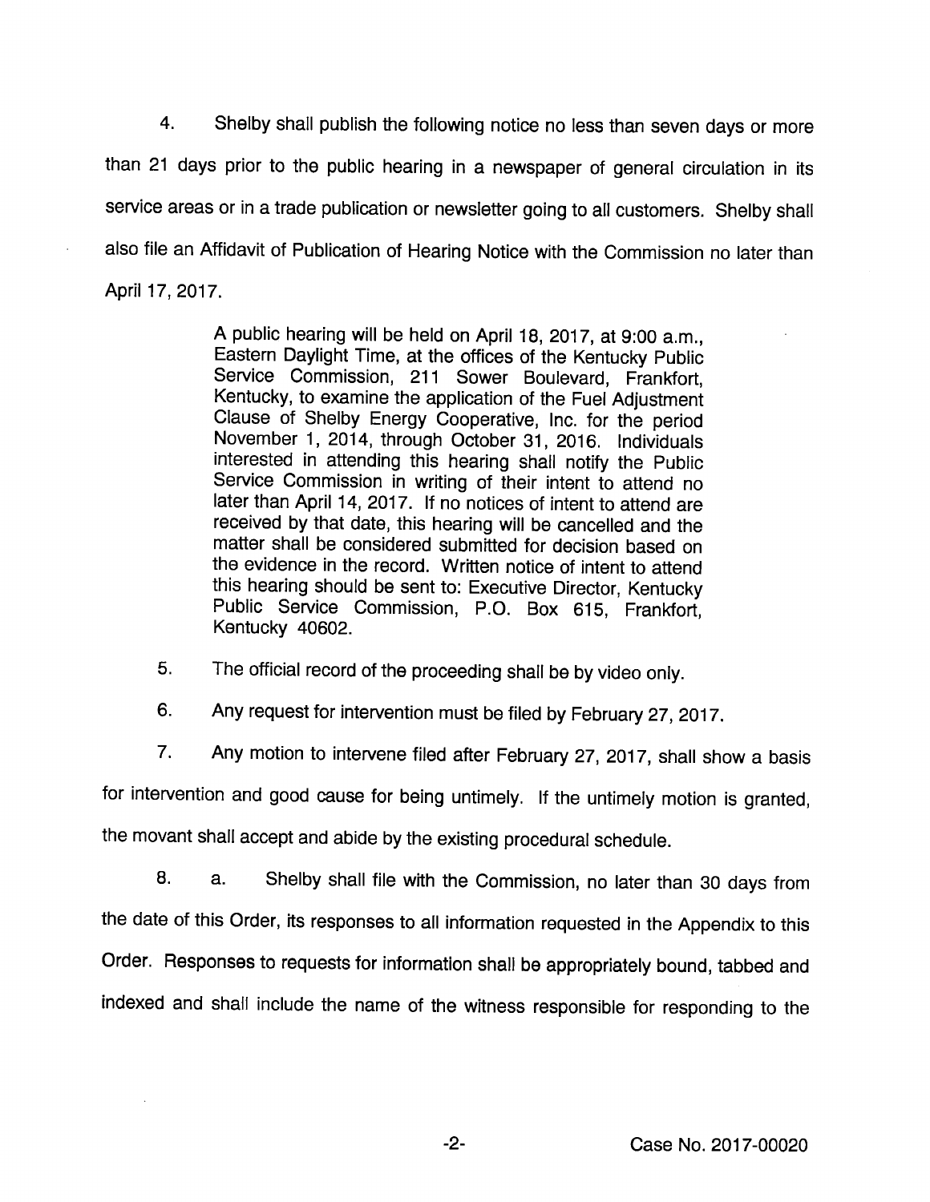4. Shelby shall publish the following notice no less than seven days or more than 21 days prior to the public hearing in a newspaper of general circulation in its service areas or in a trade publication or newsletter going to all customers. Shelby shall also file an Affidavit of Publication of Hearing Notice with the Commission no later than April 17, 2017.

> A public hearing will be held on April 18, 2017, at 9:00 a.m., Eastern Daylight Time, at the offices of the Kentucky Public Service Commission, 211 Sower Boulevard, Frankfort, Kentucky, to examine the application of the Fuel Adjustment Clause of Shelby Energy Cooperative, Inc. for the period November 1, 2014, through October 31, 2016. Individuals interested in attending this hearing shall notify the Public Service Commission in writing of their intent to attend no later than April 14, 2017. If no notices of intent to attend are received by that date, this hearing will be cancelled and the matter shall be considered submitted for decision based on the evidence in the record. Written notice of intent to attend this hearing should be sent to: Executive Director, Kentucky Public Service Commission, P.O. Box 615, Frankfort, Kentucky 40602.

5. The official record of the proceeding shall be by video only.

6. Any request for intervention must be filed by February 27, 2017.

7. Any motion to intervene filed after February 27, 2017, shall show a basis for intervention and good cause for being untimely. If the untimely motion is granted, the movant shall accept and abide by the existing procedural schedule.

8. a. Shelby shall file with the Commission, no later than 30 days from the date of this Order, its responses to all information requested in the Appendix to this Order. Responses to requests for information shall be appropriately bound, tabbed and indexed and shall include the name of the witness responsible for responding to the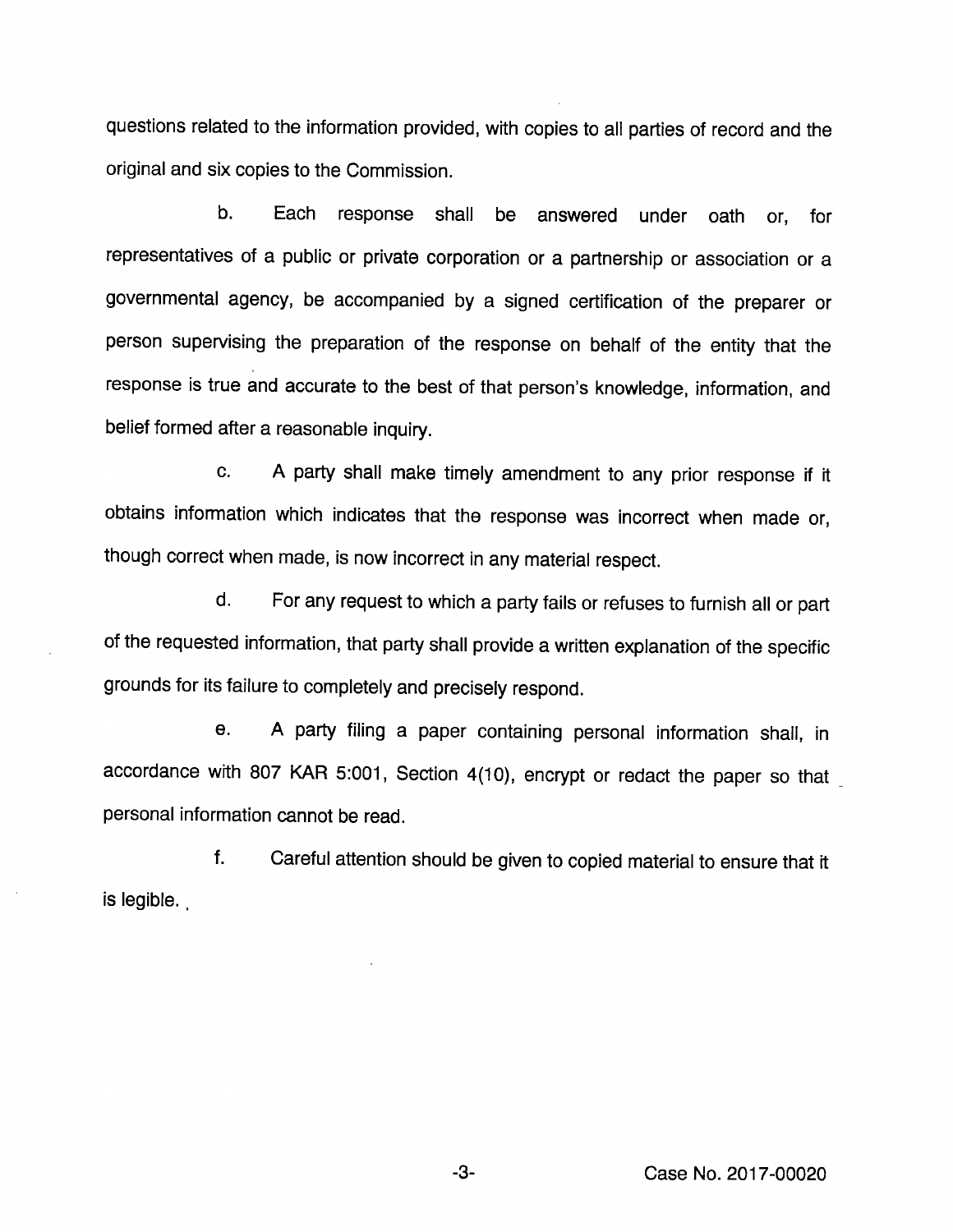questions related to the information provided, with copies to all parties of record and the original and six copies to the Commission.

b. Each response shall be answered under oath or, for representatives of a public or private corporation or a partnership or association or a governmental agency, be accompanied by a signed certification of the preparer or person supervising the preparation of the response on behalf of the entity that the response is true and accurate to the best of that person's knowledge, information, and belief formed after a reasonable inquiry.

c. A party shall make timely amendment to any prior response if it obtains information which indicates that the response was incorrect when made or, though correct when made, is now incorrect in any material respect.

d. For any request to which a party fails or refuses to furnish all or part of the requested information, that party shall provide a written explanation of the specific grounds for its failure to completely and precisely respond.

e. A party filing a paper containing personal information shall, in accordance with 807 KAR 5:001, Section 4(10), encrypt or redact the paper so that personal information cannot be read.

f. Careful attention should be given to copied material to ensure that it is legible.

Case No. 2017-00020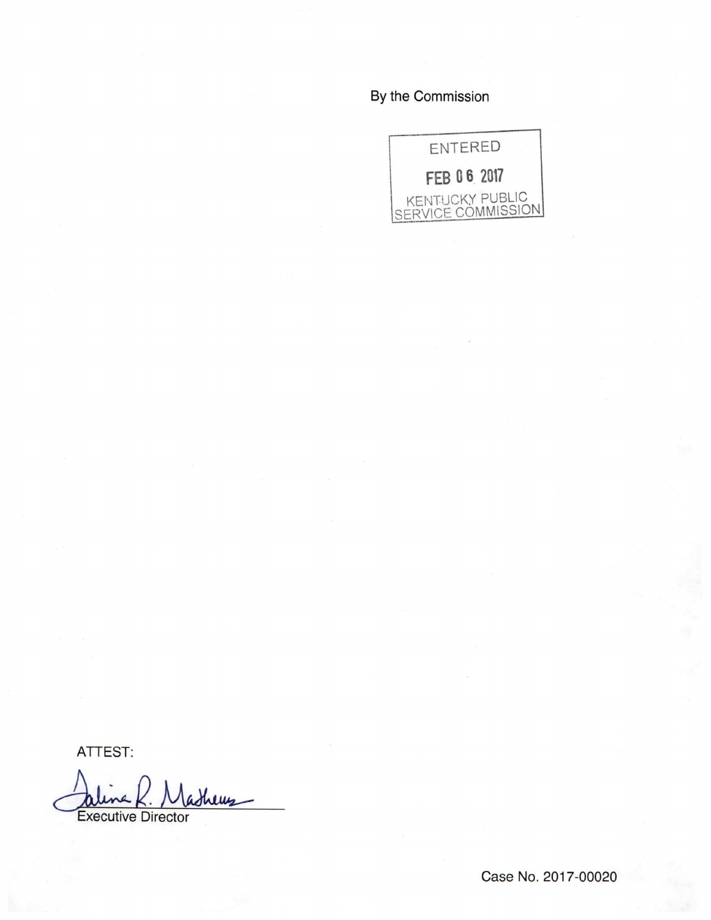By the Commission

ENTERED

FEB 06 2017

KENTUCKY PUBLIC
SERVICE COMMISSION

ATTEST:

Executive Director

Case No. 2017-00020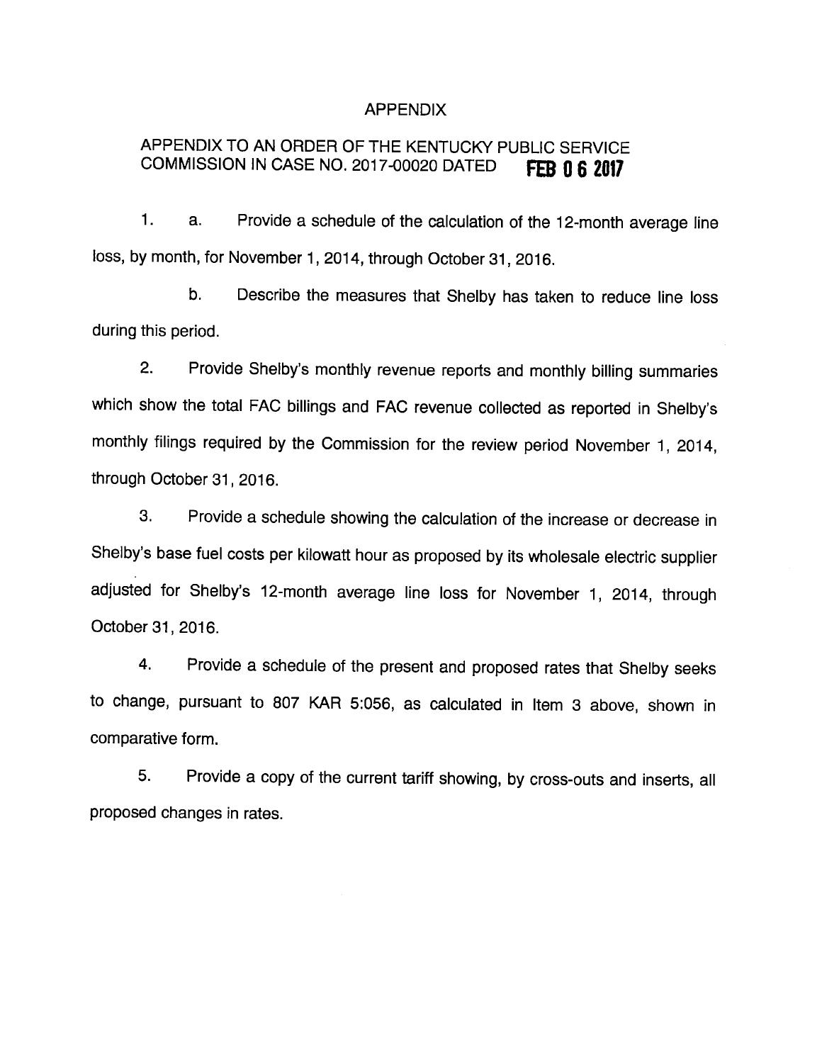# APPENDIX

## APPENDIX TO AN ORDER OF THE KENTUCKY PUBLIC SERVICE COMMISSION IN CASE NO. 2017-00020 DATED **FEB 06 2017**

1. a. Provide a schedule of the calculation of the 12-month average line loss, by month, for November 1, 2014, through October 31, 2016.

   b. Describe the measures that Shelby has taken to reduce line loss during this period.

2. Provide Shelby's monthly revenue reports and monthly billing summaries which show the total FAC billings and FAC revenue collected as reported in Shelby's monthly filings required by the Commission for the review period November 1, 2014, through October 31, 2016.

3. Provide a schedule showing the calculation of the increase or decrease in Shelby's base fuel costs per kilowatt hour as proposed by its wholesale electric supplier adjusted for Shelby's 12-month average line loss for November 1, 2014, through October 31, 2016.

4. Provide a schedule of the present and proposed rates that Shelby seeks to change, pursuant to 807 KAR 5:056, as calculated in Item 3 above, shown in comparative form.

5. Provide a copy of the current tariff showing, by cross-outs and inserts, all proposed changes in rates.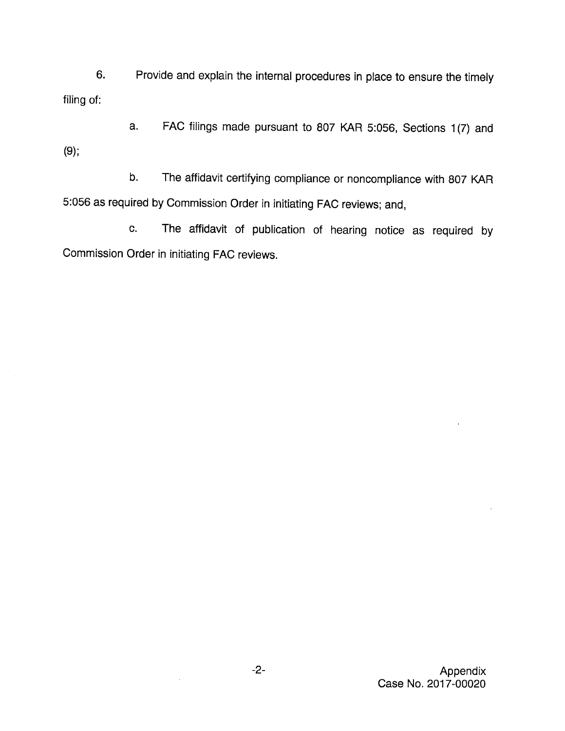6. Provide and explain the internal procedures in place to ensure the timely filing of:

   a. FAC filings made pursuant to 807 KAR 5:056, Sections 1(7) and (9);

   b. The affidavit certifying compliance or noncompliance with 807 KAR 5:056 as required by Commission Order in initiating FAC reviews; and,

   c. The affidavit of publication of hearing notice as required by Commission Order in initiating FAC reviews.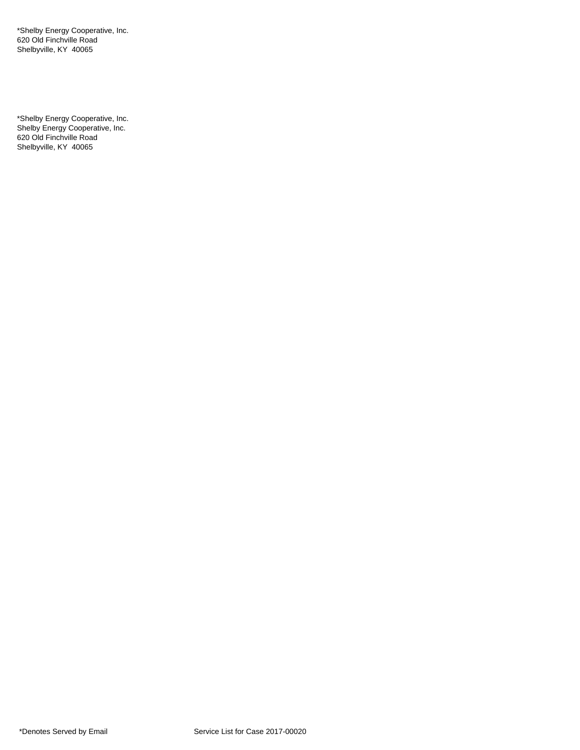*Shelby Energy Cooperative, Inc.
620 Old Finchville Road
Shelbyville, KY  40065

*Shelby Energy Cooperative, Inc.
Shelby Energy Cooperative, Inc.
620 Old Finchville Road
Shelbyville, KY  40065